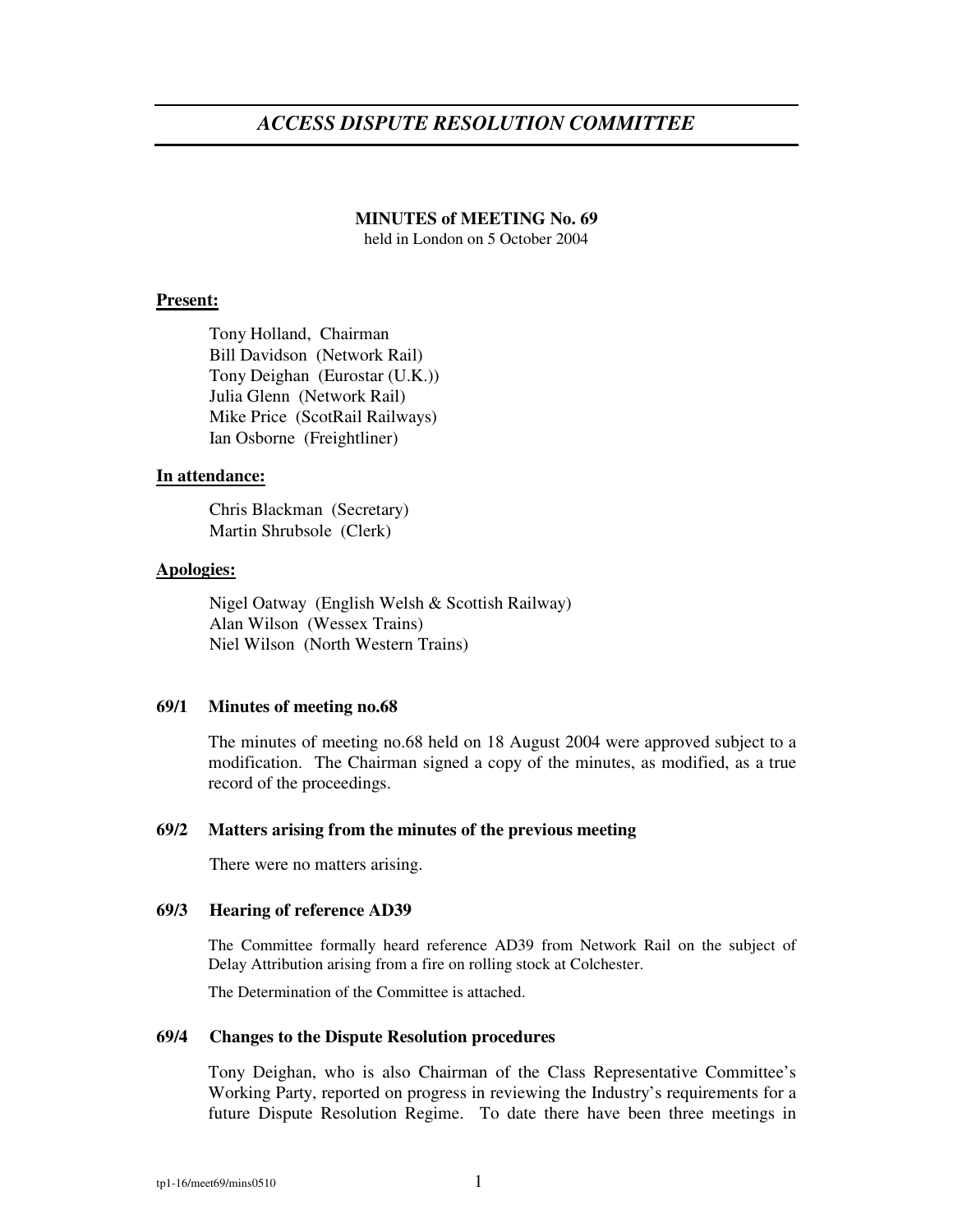# *ACCESS DISPUTE RESOLUTION COMMITTEE*

**MINUTES of MEETING No. 69**
held in London on 5 October 2004

**Present:**

Tony Holland, Chairman
Bill Davidson (Network Rail)
Tony Deighan (Eurostar (U.K.))
Julia Glenn (Network Rail)
Mike Price (ScotRail Railways)
Ian Osborne (Freightliner)

**In attendance:**

Chris Blackman (Secretary)
Martin Shrubsole (Clerk)

**Apologies:**

Nigel Oatway (English Welsh & Scottish Railway)
Alan Wilson (Wessex Trains)
Niel Wilson (North Western Trains)

### 69/1 Minutes of meeting no.68

The minutes of meeting no.68 held on 18 August 2004 were approved subject to a modification. The Chairman signed a copy of the minutes, as modified, as a true record of the proceedings.

### 69/2 Matters arising from the minutes of the previous meeting

There were no matters arising.

### 69/3 Hearing of reference AD39

The Committee formally heard reference AD39 from Network Rail on the subject of Delay Attribution arising from a fire on rolling stock at Colchester.

The Determination of the Committee is attached.

### 69/4 Changes to the Dispute Resolution procedures

Tony Deighan, who is also Chairman of the Class Representative Committee's Working Party, reported on progress in reviewing the Industry's requirements for a future Dispute Resolution Regime. To date there have been three meetings in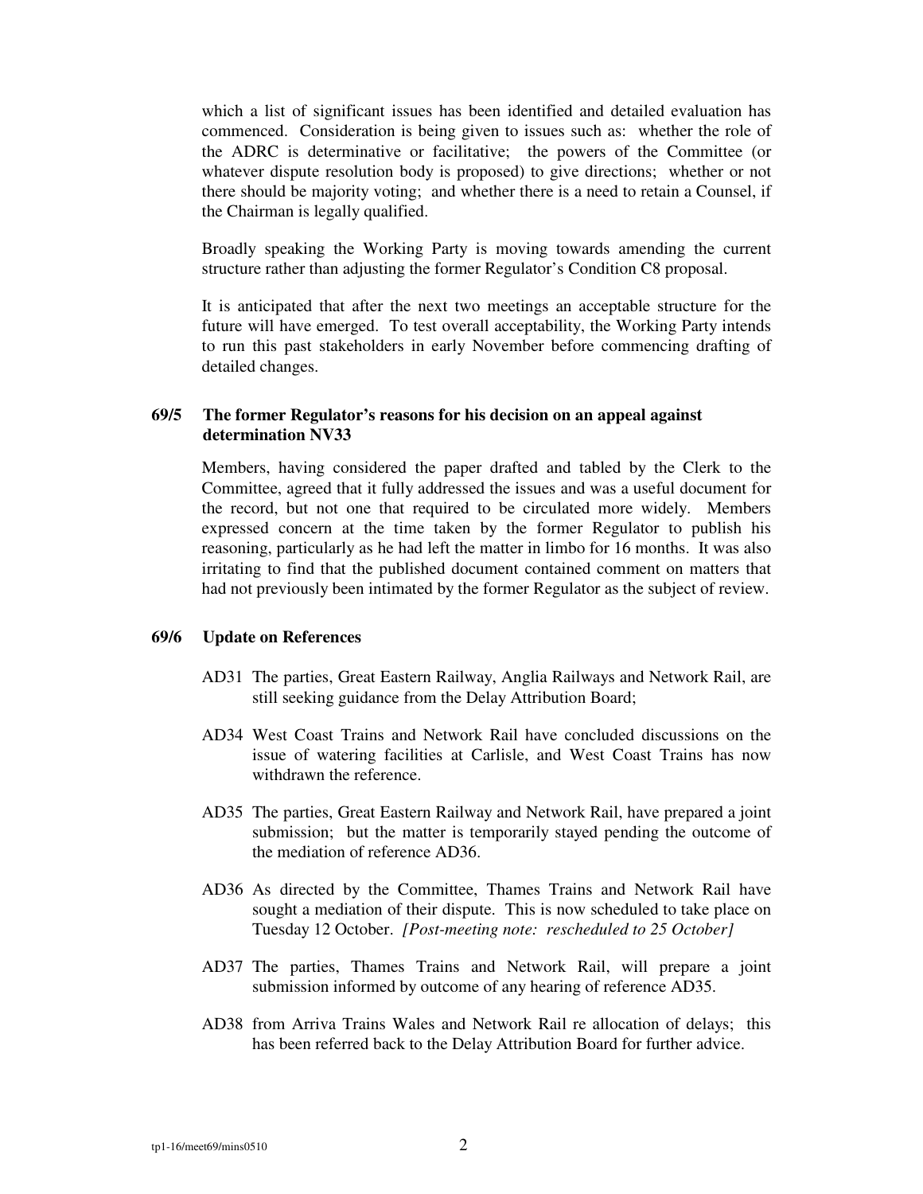which a list of significant issues has been identified and detailed evaluation has commenced. Consideration is being given to issues such as: whether the role of the ADRC is determinative or facilitative; the powers of the Committee (or whatever dispute resolution body is proposed) to give directions; whether or not there should be majority voting; and whether there is a need to retain a Counsel, if the Chairman is legally qualified.

Broadly speaking the Working Party is moving towards amending the current structure rather than adjusting the former Regulator's Condition C8 proposal.

It is anticipated that after the next two meetings an acceptable structure for the future will have emerged. To test overall acceptability, the Working Party intends to run this past stakeholders in early November before commencing drafting of detailed changes.

**69/5 The former Regulator's reasons for his decision on an appeal against determination NV33**

Members, having considered the paper drafted and tabled by the Clerk to the Committee, agreed that it fully addressed the issues and was a useful document for the record, but not one that required to be circulated more widely. Members expressed concern at the time taken by the former Regulator to publish his reasoning, particularly as he had left the matter in limbo for 16 months. It was also irritating to find that the published document contained comment on matters that had not previously been intimated by the former Regulator as the subject of review.

**69/6 Update on References**

AD31 The parties, Great Eastern Railway, Anglia Railways and Network Rail, are still seeking guidance from the Delay Attribution Board;

AD34 West Coast Trains and Network Rail have concluded discussions on the issue of watering facilities at Carlisle, and West Coast Trains has now withdrawn the reference.

AD35 The parties, Great Eastern Railway and Network Rail, have prepared a joint submission; but the matter is temporarily stayed pending the outcome of the mediation of reference AD36.

AD36 As directed by the Committee, Thames Trains and Network Rail have sought a mediation of their dispute. This is now scheduled to take place on Tuesday 12 October. *[Post-meeting note: rescheduled to 25 October]*

AD37 The parties, Thames Trains and Network Rail, will prepare a joint submission informed by outcome of any hearing of reference AD35.

AD38 from Arriva Trains Wales and Network Rail re allocation of delays; this has been referred back to the Delay Attribution Board for further advice.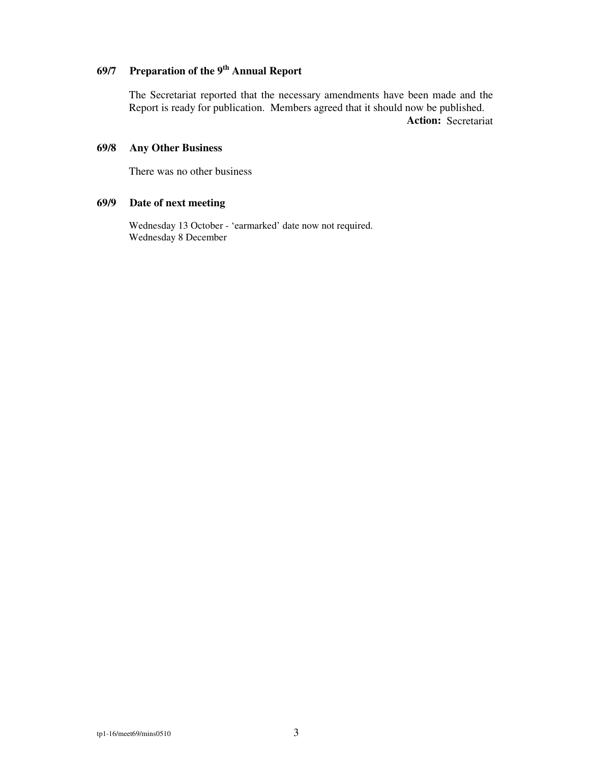**69/7 Preparation of the 9th Annual Report**

The Secretariat reported that the necessary amendments have been made and the Report is ready for publication. Members agreed that it should now be published.

**Action:** Secretariat

**69/8 Any Other Business**

There was no other business

**69/9 Date of next meeting**

Wednesday 13 October - 'earmarked' date now not required.
Wednesday 8 December

tp1-16/meet69/mins0510